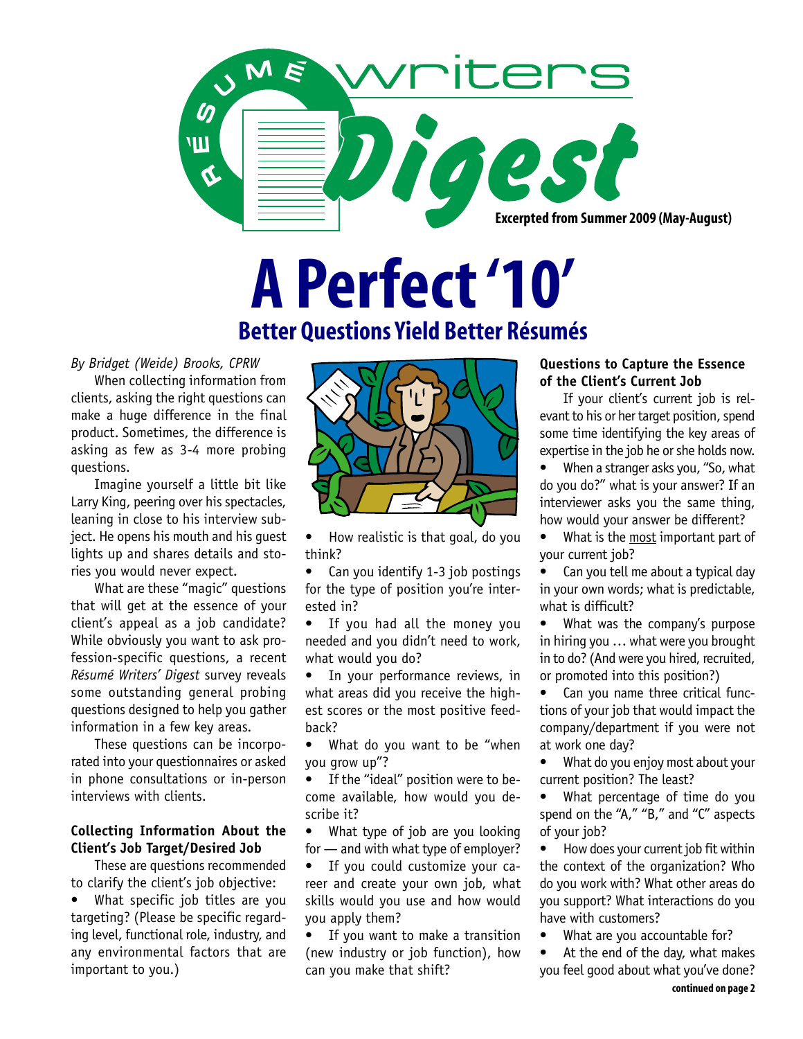Résumé Writers Digest

Excerpted from Summer 2009 (May-August)

# A Perfect '10'

## Better Questions Yield Better Résumés

*By Bridget (Weide) Brooks, CPRW*

When collecting information from clients, asking the right questions can make a huge difference in the final product. Sometimes, the difference is asking as few as 3-4 more probing questions.

Imagine yourself a little bit like Larry King, peering over his spectacles, leaning in close to his interview subject. He opens his mouth and his guest lights up and shares details and stories you would never expect.

What are these "magic" questions that will get at the essence of your client's appeal as a job candidate? While obviously you want to ask profession-specific questions, a recent *Résumé Writers' Digest* survey reveals some outstanding general probing questions designed to help you gather information in a few key areas.

These questions can be incorporated into your questionnaires or asked in phone consultations or in-person interviews with clients.

### Collecting Information About the Client's Job Target/Desired Job

These are questions recommended to clarify the client's job objective:

- What specific job titles are you targeting? (Please be specific regarding level, functional role, industry, and any environmental factors that are important to you.)
- How realistic is that goal, do you think?
- Can you identify 1-3 job postings for the type of position you're interested in?
- If you had all the money you needed and you didn't need to work, what would you do?
- In your performance reviews, in what areas did you receive the highest scores or the most positive feedback?
- What do you want to be "when you grow up"?
- If the "ideal" position were to become available, how would you describe it?
- What type of job are you looking for — and with what type of employer?
- If you could customize your career and create your own job, what skills would you use and how would you apply them?
- If you want to make a transition (new industry or job function), how can you make that shift?

### Questions to Capture the Essence of the Client's Current Job

If your client's current job is relevant to his or her target position, spend some time identifying the key areas of expertise in the job he or she holds now.

- When a stranger asks you, "So, what do you do?" what is your answer? If an interviewer asks you the same thing, how would your answer be different?
- What is the <u>most</u> important part of your current job?
- Can you tell me about a typical day in your own words; what is predictable, what is difficult?
- What was the company's purpose in hiring you … what were you brought in to do? (And were you hired, recruited, or promoted into this position?)
- Can you name three critical functions of your job that would impact the company/department if you were not at work one day?
- What do you enjoy most about your current position? The least?
- What percentage of time do you spend on the "A," "B," and "C" aspects of your job?
- How does your current job fit within the context of the organization? Who do you work with? What other areas do you support? What interactions do you have with customers?
- What are you accountable for?
- At the end of the day, what makes you feel good about what you've done?

**continued on page 2**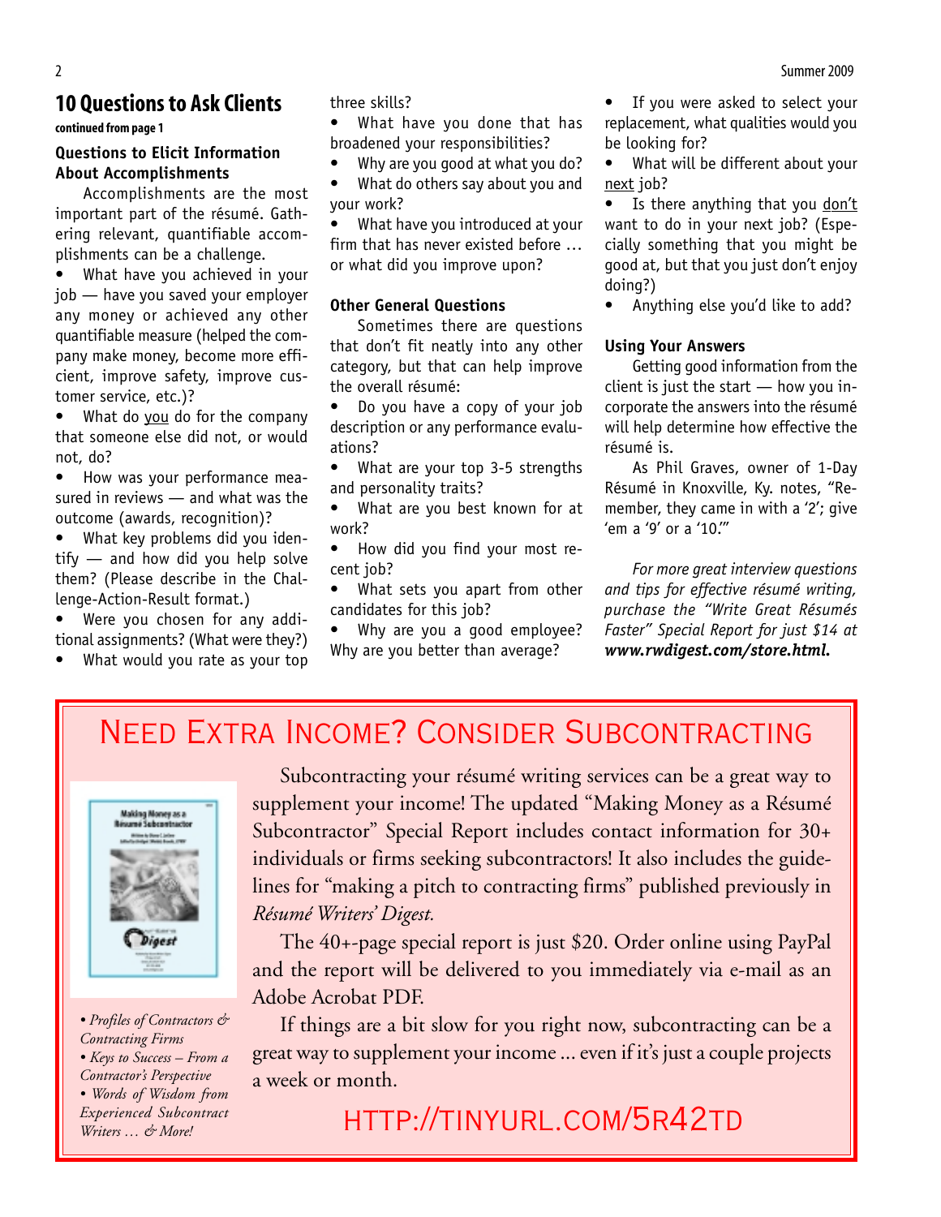## 10 Questions to Ask Clients

**continued from page 1**

### Questions to Elicit Information About Accomplishments

Accomplishments are the most important part of the résumé. Gathering relevant, quantifiable accomplishments can be a challenge.

- What have you achieved in your job — have you saved your employer any money or achieved any other quantifiable measure (helped the company make money, become more efficient, improve safety, improve customer service, etc.)?
- What do you do for the company that someone else did not, or would not, do?
- How was your performance measured in reviews — and what was the outcome (awards, recognition)?
- What key problems did you identify — and how did you help solve them? (Please describe in the Challenge-Action-Result format.)
- Were you chosen for any additional assignments? (What were they?)
- What would you rate as your top three skills?
- What have you done that has broadened your responsibilities?
- Why are you good at what you do?
- What do others say about you and your work?
- What have you introduced at your firm that has never existed before … or what did you improve upon?

### Other General Questions

Sometimes there are questions that don't fit neatly into any other category, but that can help improve the overall résumé:

- Do you have a copy of your job description or any performance evaluations?
- What are your top 3-5 strengths and personality traits?
- What are you best known for at work?
- How did you find your most recent job?
- What sets you apart from other candidates for this job?
- Why are you a good employee? Why are you better than average?
- If you were asked to select your replacement, what qualities would you be looking for?
- What will be different about your next job?
- Is there anything that you don't want to do in your next job? (Especially something that you might be good at, but that you just don't enjoy doing?)
- Anything else you'd like to add?

### Using Your Answers

Getting good information from the client is just the start — how you incorporate the answers into the résumé will help determine how effective the résumé is.

As Phil Graves, owner of 1-Day Résumé in Knoxville, Ky. notes, "Remember, they came in with a '2'; give 'em a '9' or a '10.'"

*For more great interview questions and tips for effective résumé writing, purchase the "Write Great Résumés Faster" Special Report for just $14 at* ***www.rwdigest.com/store.html.***

## Need Extra Income? Consider Subcontracting

Subcontracting your résumé writing services can be a great way to supplement your income! The updated "Making Money as a Résumé Subcontractor" Special Report includes contact information for 30+ individuals or firms seeking subcontractors! It also includes the guidelines for "making a pitch to contracting firms" published previously in *Résumé Writers' Digest.*

The 40+-page special report is just $20. Order online using PayPal and the report will be delivered to you immediately via e-mail as an Adobe Acrobat PDF.

If things are a bit slow for you right now, subcontracting can be a great way to supplement your income ... even if it's just a couple projects a week or month.

- *Profiles of Contractors & Contracting Firms*
- *Keys to Success – From a Contractor's Perspective*
- *Words of Wisdom from Experienced Subcontract Writers … & More!*

HTTP://TINYURL.COM/5R42TD